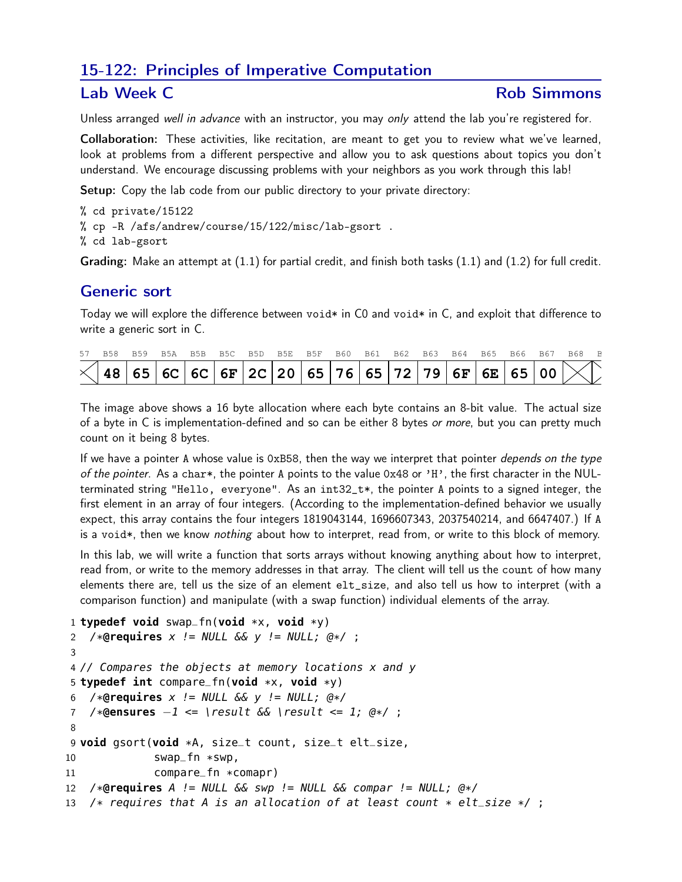## 15-122: Principles of Imperative Computation

### Lab Week C — Rob Simmons

Unless arranged *well in advance* with an instructor, you may *only* attend the lab you're registered for.

**Collaboration:** These activities, like recitation, are meant to get you to review what we've learned, look at problems from a different perspective and allow you to ask questions about topics you don't understand. We encourage discussing problems with your neighbors as you work through this lab!

**Setup:** Copy the lab code from our public directory to your private directory:

```
% cd private/15122
% cp -R /afs/andrew/course/15/122/misc/lab-gsort .
% cd lab-gsort
```

**Grading:** Make an attempt at (1.1) for partial credit, and finish both tasks (1.1) and (1.2) for full credit.

## Generic sort

Today we will explore the difference between `void*` in C0 and `void*` in C, and exploit that difference to write a generic sort in C.

| B58 | B59 | B5A | B5B | B5C | B5D | B5E | B5F | B60 | B61 | B62 | B63 | B64 | B65 | B66 | B67 |
|---|---|---|---|---|---|---|---|---|---|---|---|---|---|---|---|
| 48 | 65 | 6C | 6C | 6F | 2C | 20 | 65 | 76 | 65 | 72 | 79 | 6F | 6E | 65 | 00 |

The image above shows a 16 byte allocation where each byte contains an 8-bit value. The actual size of a byte in C is implementation-defined and so can be either 8 bytes *or more*, but you can pretty much count on it being 8 bytes.

If we have a pointer `A` whose value is `0xB58`, then the way we interpret that pointer *depends on the type of the pointer*. As a `char*`, the pointer `A` points to the value `0x48` or `'H'`, the first character in the NUL-terminated string `"Hello, everyone"`. As an `int32_t*`, the pointer `A` points to a signed integer, the first element in an array of four integers. (According to the implementation-defined behavior we usually expect, this array contains the four integers 1819043144, 1696607343, 2037540214, and 6647407.) If `A` is a `void*`, then we know *nothing* about how to interpret, read from, or write to this block of memory.

In this lab, we will write a function that sorts arrays without knowing anything about how to interpret, read from, or write to the memory addresses in that array. The client will tell us the `count` of how many elements there are, tell us the size of an element `elt_size`, and also tell us how to interpret (with a comparison function) and manipulate (with a swap function) individual elements of the array.

```
1  typedef void swap_fn(void *x, void *y)
2   /*@requires x != NULL && y != NULL; @*/ ;
3
4  // Compares the objects at memory locations x and y
5  typedef int compare_fn(void *x, void *y)
6   /*@requires x != NULL && y != NULL; @*/
7   /*@ensures -1 <= \result && \result <= 1; @*/ ;
8
9  void gsort(void *A, size_t count, size_t elt_size,
10            swap_fn *swp,
11            compare_fn *comapr)
12  /*@requires A != NULL && swp != NULL && compar != NULL; @*/
13  /* requires that A is an allocation of at least count * elt_size */ ;
```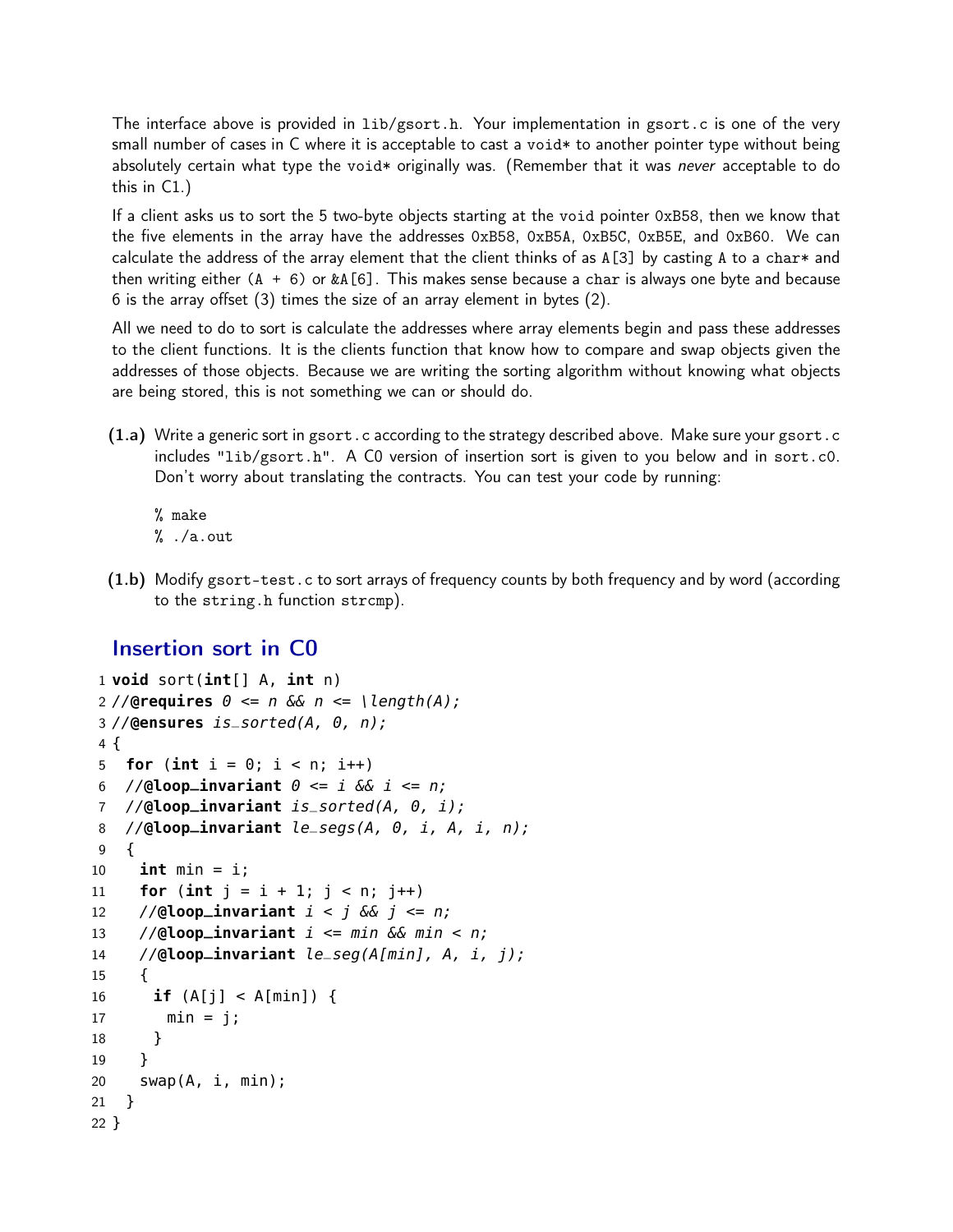The interface above is provided in `lib/gsort.h`. Your implementation in `gsort.c` is one of the very small number of cases in C where it is acceptable to cast a `void*` to another pointer type without being absolutely certain what type the `void*` originally was. (Remember that it was *never* acceptable to do this in C1.)

If a client asks us to sort the 5 two-byte objects starting at the `void` pointer `0xB58`, then we know that the five elements in the array have the addresses `0xB58`, `0xB5A`, `0xB5C`, `0xB5E`, and `0xB60`. We can calculate the address of the array element that the client thinks of as `A[3]` by casting `A` to a `char*` and then writing either `(A + 6)` or `&A[6]`. This makes sense because a `char` is always one byte and because 6 is the array offset (3) times the size of an array element in bytes (2).

All we need to do to sort is calculate the addresses where array elements begin and pass these addresses to the client functions. It is the clients function that know how to compare and swap objects given the addresses of those objects. Because we are writing the sorting algorithm without knowing what objects are being stored, this is not something we can or should do.

**(1.a)** Write a generic sort in `gsort.c` according to the strategy described above. Make sure your `gsort.c` includes `"lib/gsort.h"`. A C0 version of insertion sort is given to you below and in `sort.c0`. Don't worry about translating the contracts. You can test your code by running:

```
% make
% ./a.out
```

**(1.b)** Modify `gsort-test.c` to sort arrays of frequency counts by both frequency and by word (according to the `string.h` function `strcmp`).

## Insertion sort in C0

```
1 void sort(int[] A, int n)
2 //@requires 0 <= n && n <= \length(A);
3 //@ensures is_sorted(A, 0, n);
4 {
5   for (int i = 0; i < n; i++)
6   //@loop_invariant 0 <= i && i <= n;
7   //@loop_invariant is_sorted(A, 0, i);
8   //@loop_invariant le_segs(A, 0, i, A, i, n);
9   {
10    int min = i;
11    for (int j = i + 1; j < n; j++)
12    //@loop_invariant i < j && j <= n;
13    //@loop_invariant i <= min && min < n;
14    //@loop_invariant le_seg(A[min], A, i, j);
15    {
16      if (A[j] < A[min]) {
17        min = j;
18      }
19    }
20    swap(A, i, min);
21  }
22 }
```